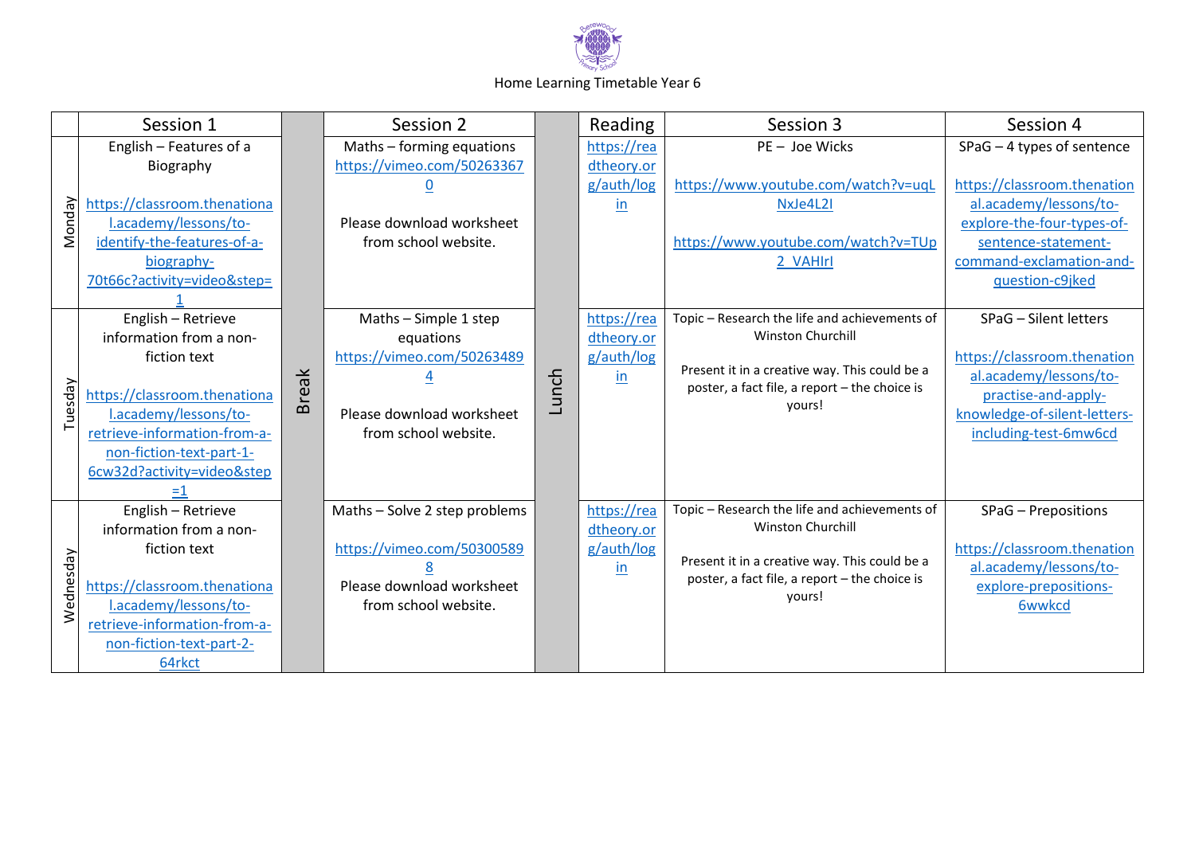Home Learning Timetable Year 6

| | Session 1 | | Session 2 | | Reading | Session 3 | Session 4 |
|---|---|---|---|---|---|---|---|
| Monday | English – Features of a Biography<br><br>https://classroom.thenational.academy/lessons/to-identify-the-features-of-a-biography-70t66c?activity=video&step=1 | Break | Maths – forming equations<br>https://vimeo.com/502633670<br><br>Please download worksheet from school website. | Lunch | https://readtheory.org/auth/login | PE – Joe Wicks<br><br>https://www.youtube.com/watch?v=uqLNxJe4L2I<br><br>https://www.youtube.com/watch?v=TUp2_VAHIrI | SPaG – 4 types of sentence<br><br>https://classroom.thenational.academy/lessons/to-explore-the-four-types-of-sentence-statement-command-exclamation-and-question-c9jked |
| Tuesday | English – Retrieve information from a non-fiction text<br><br>https://classroom.thenational.academy/lessons/to-retrieve-information-from-a-non-fiction-text-part-1-6cw32d?activity=video&step=1 | | Maths – Simple 1 step equations<br>https://vimeo.com/502634894<br><br>Please download worksheet from school website. | | https://readtheory.org/auth/login | Topic – Research the life and achievements of Winston Churchill<br><br>Present it in a creative way. This could be a poster, a fact file, a report – the choice is yours! | SPaG – Silent letters<br><br>https://classroom.thenational.academy/lessons/to-practise-and-apply-knowledge-of-silent-letters-including-test-6mw6cd |
| Wednesday | English – Retrieve information from a non-fiction text<br><br>https://classroom.thenational.academy/lessons/to-retrieve-information-from-a-non-fiction-text-part-2-64rkct | | Maths – Solve 2 step problems<br><br>https://vimeo.com/503005898<br>Please download worksheet from school website. | | https://readtheory.org/auth/login | Topic – Research the life and achievements of Winston Churchill<br><br>Present it in a creative way. This could be a poster, a fact file, a report – the choice is yours! | SPaG – Prepositions<br><br>https://classroom.thenational.academy/lessons/to-explore-prepositions-6wwkcd |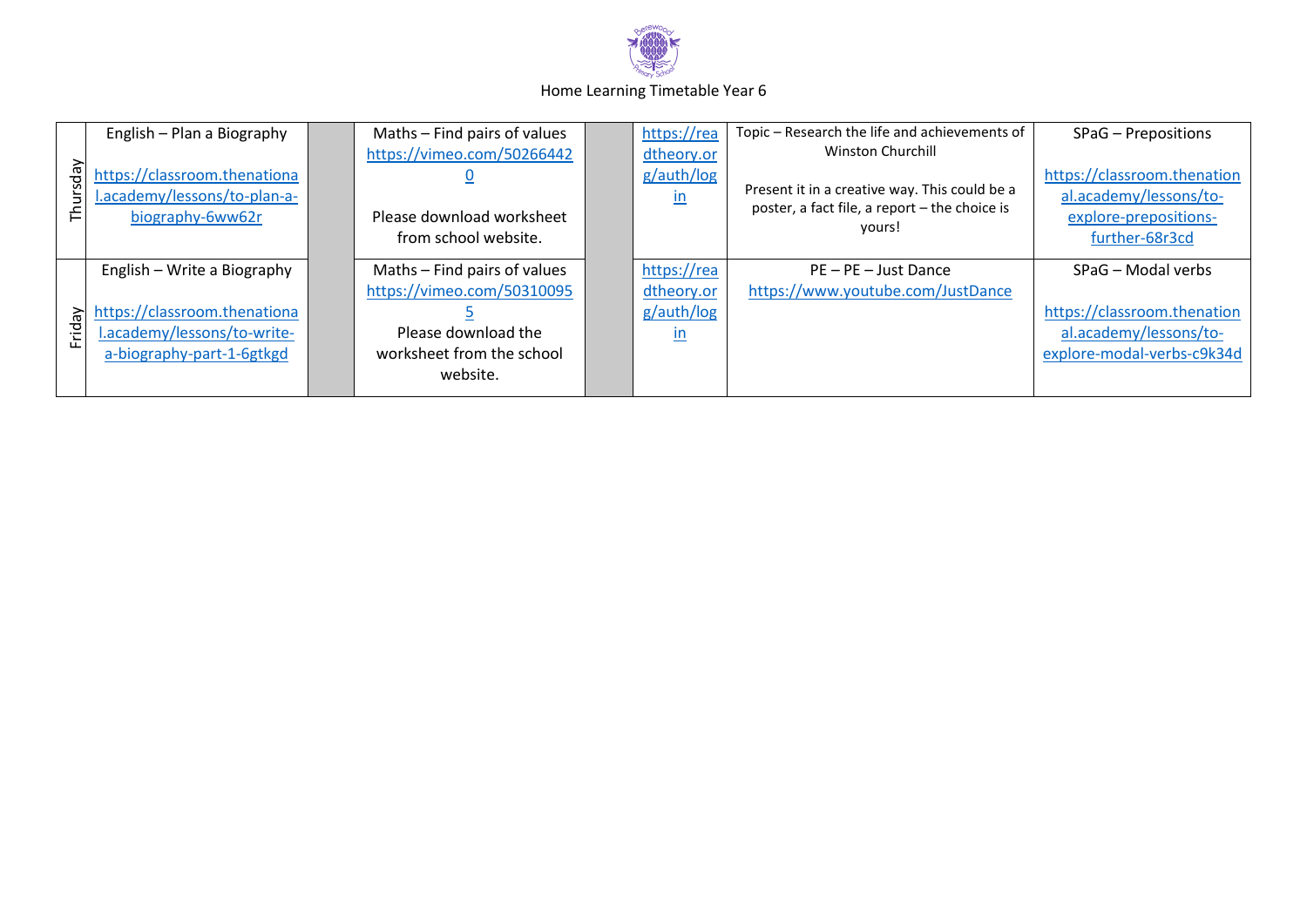Home Learning Timetable Year 6

| | | | | | | | |
|---|---|---|---|---|---|---|---|
| Thursday | English – Plan a Biography<br><br>https://classroom.thenational.academy/lessons/to-plan-a-biography-6ww62r | | Maths – Find pairs of values<br>https://vimeo.com/502664420<br><br>Please download worksheet from school website. | | https://readtheory.org/auth/login | Topic – Research the life and achievements of Winston Churchill<br><br>Present it in a creative way. This could be a poster, a fact file, a report – the choice is yours! | SPaG – Prepositions<br><br>https://classroom.thenational.academy/lessons/to-explore-prepositions-further-68r3cd |
| Friday | English – Write a Biography<br><br>https://classroom.thenational.academy/lessons/to-write-a-biography-part-1-6gtkgd | | Maths – Find pairs of values<br>https://vimeo.com/503100955<br>Please download the worksheet from the school website. | | https://readtheory.org/auth/login | PE – PE – Just Dance<br>https://www.youtube.com/JustDance | SPaG – Modal verbs<br><br>https://classroom.thenational.academy/lessons/to-explore-modal-verbs-c9k34d |